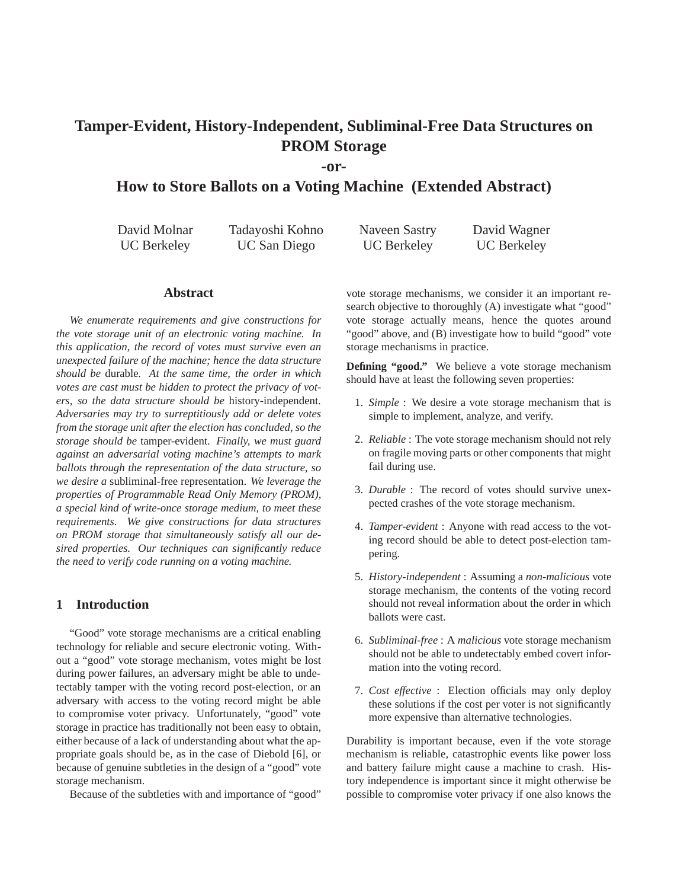# Tamper-Evident, History-Independent, Subliminal-Free Data Structures on PROM Storage

# -or-

# How to Store Ballots on a Voting Machine (Extended Abstract)

| David Molnar | Tadayoshi Kohno | Naveen Sastry | David Wagner |
|---|---|---|---|
| UC Berkeley | UC San Diego | UC Berkeley | UC Berkeley |

## Abstract

*We enumerate requirements and give constructions for the vote storage unit of an electronic voting machine. In this application, the record of votes must survive even an unexpected failure of the machine; hence the data structure should be* durable*. At the same time, the order in which votes are cast must be hidden to protect the privacy of voters, so the data structure should be* history-independent*. Adversaries may try to surreptitiously add or delete votes from the storage unit after the election has concluded, so the storage should be* tamper-evident*. Finally, we must guard against an adversarial voting machine's attempts to mark ballots through the representation of the data structure, so we desire a* subliminal-free *representation. We leverage the properties of Programmable Read Only Memory (PROM), a special kind of write-once storage medium, to meet these requirements. We give constructions for data structures on PROM storage that simultaneously satisfy all our desired properties. Our techniques can significantly reduce the need to verify code running on a voting machine.*

## 1 Introduction

"Good" vote storage mechanisms are a critical enabling technology for reliable and secure electronic voting. Without a "good" vote storage mechanism, votes might be lost during power failures, an adversary might be able to undetectably tamper with the voting record post-election, or an adversary with access to the voting record might be able to compromise voter privacy. Unfortunately, "good" vote storage in practice has traditionally not been easy to obtain, either because of a lack of understanding about what the appropriate goals should be, as in the case of Diebold [6], or because of genuine subtleties in the design of a "good" vote storage mechanism.

Because of the subtleties with and importance of "good" vote storage mechanisms, we consider it an important research objective to thoroughly (A) investigate what "good" vote storage actually means, hence the quotes around "good" above, and (B) investigate how to build "good" vote storage mechanisms in practice.

**Defining "good."** We believe a vote storage mechanism should have at least the following seven properties:

1. *Simple* : We desire a vote storage mechanism that is simple to implement, analyze, and verify.
2. *Reliable* : The vote storage mechanism should not rely on fragile moving parts or other components that might fail during use.
3. *Durable* : The record of votes should survive unexpected crashes of the vote storage mechanism.
4. *Tamper-evident* : Anyone with read access to the voting record should be able to detect post-election tampering.
5. *History-independent* : Assuming a *non-malicious* vote storage mechanism, the contents of the voting record should not reveal information about the order in which ballots were cast.
6. *Subliminal-free* : A *malicious* vote storage mechanism should not be able to undetectably embed covert information into the voting record.
7. *Cost effective* : Election officials may only deploy these solutions if the cost per voter is not significantly more expensive than alternative technologies.

Durability is important because, even if the vote storage mechanism is reliable, catastrophic events like power loss and battery failure might cause a machine to crash. History independence is important since it might otherwise be possible to compromise voter privacy if one also knows the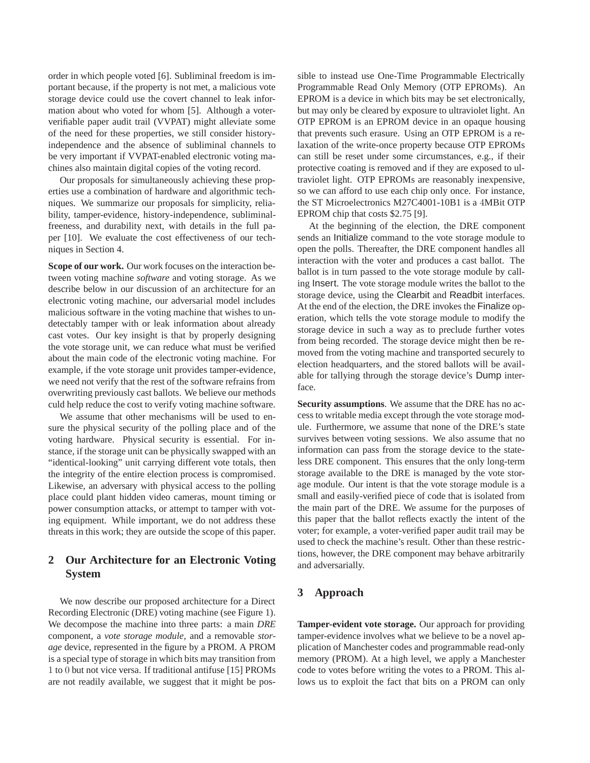order in which people voted [6]. Subliminal freedom is important because, if the property is not met, a malicious vote storage device could use the covert channel to leak information about who voted for whom [5]. Although a voter-verifiable paper audit trail (VVPAT) might alleviate some of the need for these properties, we still consider history-independence and the absence of subliminal channels to be very important if VVPAT-enabled electronic voting machines also maintain digital copies of the voting record.

Our proposals for simultaneously achieving these properties use a combination of hardware and algorithmic techniques. We summarize our proposals for simplicity, reliability, tamper-evidence, history-independence, subliminal-freeness, and durability next, with details in the full paper [10]. We evaluate the cost effectiveness of our techniques in Section 4.

**Scope of our work.** Our work focuses on the interaction between voting machine *software* and voting storage. As we describe below in our discussion of an architecture for an electronic voting machine, our adversarial model includes malicious software in the voting machine that wishes to undetectably tamper with or leak information about already cast votes. Our key insight is that by properly designing the vote storage unit, we can reduce what must be verified about the main code of the electronic voting machine. For example, if the vote storage unit provides tamper-evidence, we need not verify that the rest of the software refrains from overwriting previously cast ballots. We believe our methods culd help reduce the cost to verify voting machine software.

We assume that other mechanisms will be used to ensure the physical security of the polling place and of the voting hardware. Physical security is essential. For instance, if the storage unit can be physically swapped with an "identical-looking" unit carrying different vote totals, then the integrity of the entire election process is compromised. Likewise, an adversary with physical access to the polling place could plant hidden video cameras, mount timing or power consumption attacks, or attempt to tamper with voting equipment. While important, we do not address these threats in this work; they are outside the scope of this paper.

## 2 Our Architecture for an Electronic Voting System

We now describe our proposed architecture for a Direct Recording Electronic (DRE) voting machine (see Figure 1). We decompose the machine into three parts: a main *DRE* component, a *vote storage module*, and a removable *storage* device, represented in the figure by a PROM. A PROM is a special type of storage in which bits may transition from 1 to 0 but not vice versa. If traditional antifuse [15] PROMs are not readily available, we suggest that it might be possible to instead use One-Time Programmable Electrically Programmable Read Only Memory (OTP EPROMs). An EPROM is a device in which bits may be set electronically, but may only be cleared by exposure to ultraviolet light. An OTP EPROM is an EPROM device in an opaque housing that prevents such erasure. Using an OTP EPROM is a relaxation of the write-once property because OTP EPROMs can still be reset under some circumstances, e.g., if their protective coating is removed and if they are exposed to ultraviolet light. OTP EPROMs are reasonably inexpensive, so we can afford to use each chip only once. For instance, the ST Microelectronics M27C4001-10B1 is a 4MBit OTP EPROM chip that costs $2.75 [9].

At the beginning of the election, the DRE component sends an Initialize command to the vote storage module to open the polls. Thereafter, the DRE component handles all interaction with the voter and produces a cast ballot. The ballot is in turn passed to the vote storage module by calling Insert. The vote storage module writes the ballot to the storage device, using the Clearbit and Readbit interfaces. At the end of the election, the DRE invokes the Finalize operation, which tells the vote storage module to modify the storage device in such a way as to preclude further votes from being recorded. The storage device might then be removed from the voting machine and transported securely to election headquarters, and the stored ballots will be available for tallying through the storage device's Dump interface.

**Security assumptions**. We assume that the DRE has no access to writable media except through the vote storage module. Furthermore, we assume that none of the DRE's state survives between voting sessions. We also assume that no information can pass from the storage device to the stateless DRE component. This ensures that the only long-term storage available to the DRE is managed by the vote storage module. Our intent is that the vote storage module is a small and easily-verified piece of code that is isolated from the main part of the DRE. We assume for the purposes of this paper that the ballot reflects exactly the intent of the voter; for example, a voter-verified paper audit trail may be used to check the machine's result. Other than these restrictions, however, the DRE component may behave arbitrarily and adversarially.

## 3 Approach

**Tamper-evident vote storage.** Our approach for providing tamper-evidence involves what we believe to be a novel application of Manchester codes and programmable read-only memory (PROM). At a high level, we apply a Manchester code to votes before writing the votes to a PROM. This allows us to exploit the fact that bits on a PROM can only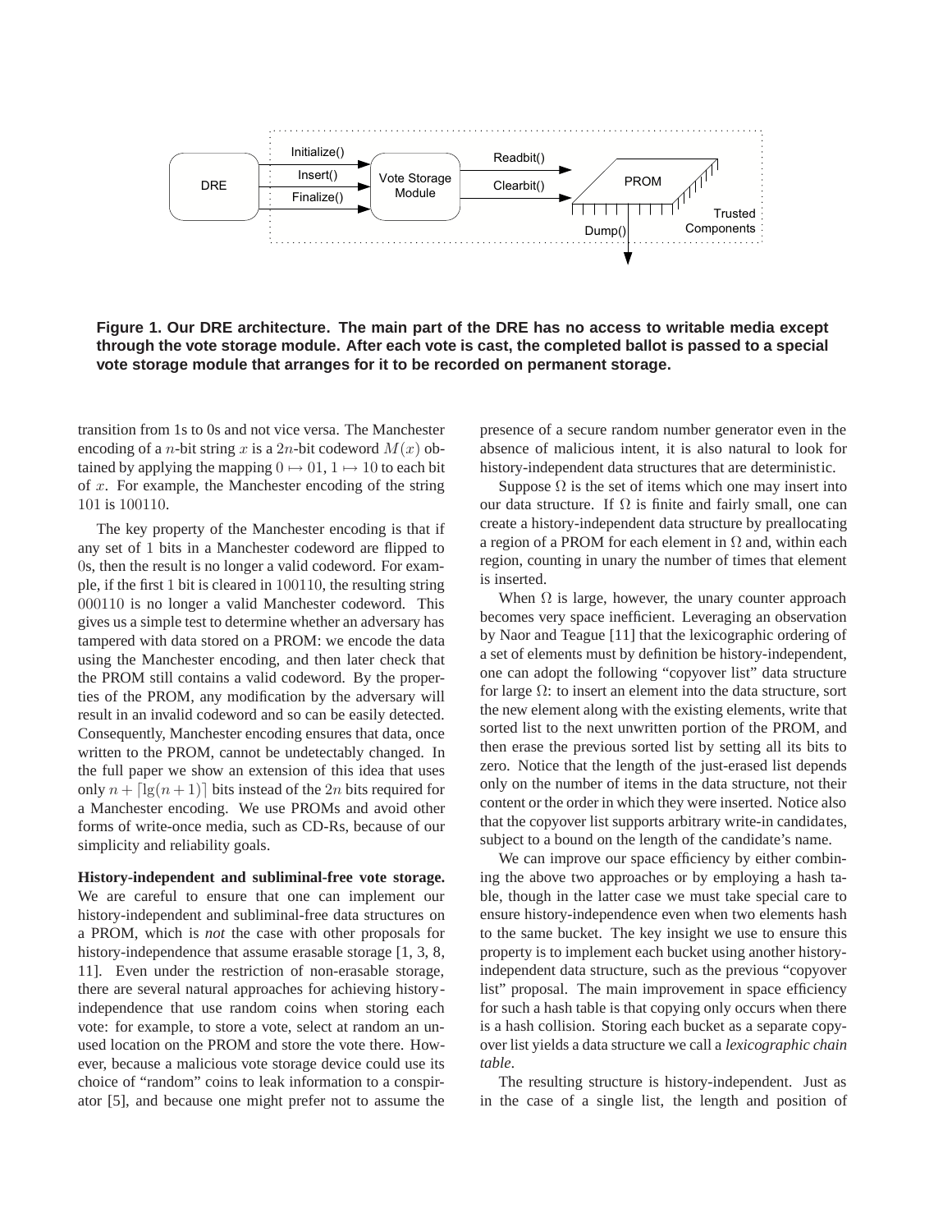**Figure 1. Our DRE architecture. The main part of the DRE has no access to writable media except through the vote storage module. After each vote is cast, the completed ballot is passed to a special vote storage module that arranges for it to be recorded on permanent storage.**

transition from 1s to 0s and not vice versa. The Manchester encoding of a $n$-bit string $x$ is a $2n$-bit codeword $M(x)$ obtained by applying the mapping $0 \mapsto 01$, $1 \mapsto 10$ to each bit of $x$. For example, the Manchester encoding of the string $101$ is $100110$.

The key property of the Manchester encoding is that if any set of 1 bits in a Manchester codeword are flipped to 0s, then the result is no longer a valid codeword. For example, if the first 1 bit is cleared in $100110$, the resulting string $000110$ is no longer a valid Manchester codeword. This gives us a simple test to determine whether an adversary has tampered with data stored on a PROM: we encode the data using the Manchester encoding, and then later check that the PROM still contains a valid codeword. By the properties of the PROM, any modification by the adversary will result in an invalid codeword and so can be easily detected. Consequently, Manchester encoding ensures that data, once written to the PROM, cannot be undetectably changed. In the full paper we show an extension of this idea that uses only $n + \lceil \lg(n+1) \rceil$ bits instead of the $2n$ bits required for a Manchester encoding. We use PROMs and avoid other forms of write-once media, such as CD-Rs, because of our simplicity and reliability goals.

**History-independent and subliminal-free vote storage.** We are careful to ensure that one can implement our history-independent and subliminal-free data structures on a PROM, which is *not* the case with other proposals for history-independence that assume erasable storage [1, 3, 8, 11]. Even under the restriction of non-erasable storage, there are several natural approaches for achieving history-independence that use random coins when storing each vote: for example, to store a vote, select at random an unused location on the PROM and store the vote there. However, because a malicious vote storage device could use its choice of "random" coins to leak information to a conspirator [5], and because one might prefer not to assume the presence of a secure random number generator even in the absence of malicious intent, it is also natural to look for history-independent data structures that are deterministic.

Suppose $\Omega$ is the set of items which one may insert into our data structure. If $\Omega$ is finite and fairly small, one can create a history-independent data structure by preallocating a region of a PROM for each element in $\Omega$ and, within each region, counting in unary the number of times that element is inserted.

When $\Omega$ is large, however, the unary counter approach becomes very space inefficient. Leveraging an observation by Naor and Teague [11] that the lexicographic ordering of a set of elements must by definition be history-independent, one can adopt the following "copyover list" data structure for large $\Omega$: to insert an element into the data structure, sort the new element along with the existing elements, write that sorted list to the next unwritten portion of the PROM, and then erase the previous sorted list by setting all its bits to zero. Notice that the length of the just-erased list depends only on the number of items in the data structure, not their content or the order in which they were inserted. Notice also that the copyover list supports arbitrary write-in candidates, subject to a bound on the length of the candidate's name.

We can improve our space efficiency by either combining the above two approaches or by employing a hash table, though in the latter case we must take special care to ensure history-independence even when two elements hash to the same bucket. The key insight we use to ensure this property is to implement each bucket using another history-independent data structure, such as the previous "copyover list" proposal. The main improvement in space efficiency for such a hash table is that copying only occurs when there is a hash collision. Storing each bucket as a separate copyover list yields a data structure we call a *lexicographic chain table*.

The resulting structure is history-independent. Just as in the case of a single list, the length and position of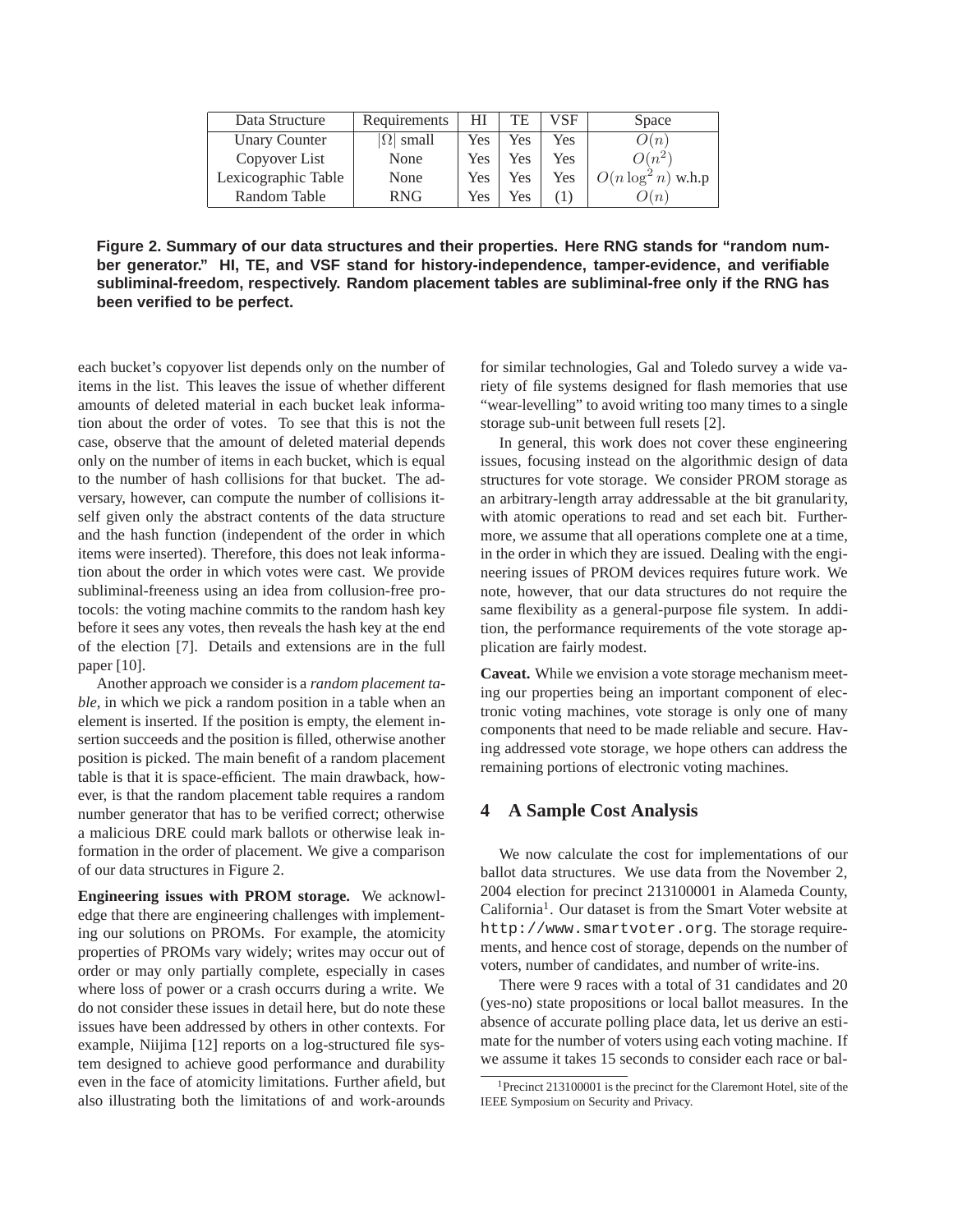| Data Structure | Requirements | HI | TE | VSF | Space |
|---|---|---|---|---|---|
| Unary Counter | $\|\Omega\|$ small | Yes | Yes | Yes | $O(n)$ |
| Copyover List | None | Yes | Yes | Yes | $O(n^2)$ |
| Lexicographic Table | None | Yes | Yes | Yes | $O(n \log^2 n)$ w.h.p |
| Random Table | RNG | Yes | Yes | (1) | $O(n)$ |

**Figure 2. Summary of our data structures and their properties. Here RNG stands for "random number generator." HI, TE, and VSF stand for history-independence, tamper-evidence, and verifiable subliminal-freedom, respectively. Random placement tables are subliminal-free only if the RNG has been verified to be perfect.**

each bucket's copyover list depends only on the number of items in the list. This leaves the issue of whether different amounts of deleted material in each bucket leak information about the order of votes. To see that this is not the case, observe that the amount of deleted material depends only on the number of items in each bucket, which is equal to the number of hash collisions for that bucket. The adversary, however, can compute the number of collisions itself given only the abstract contents of the data structure and the hash function (independent of the order in which items were inserted). Therefore, this does not leak information about the order in which votes were cast. We provide subliminal-freeness using an idea from collusion-free protocols: the voting machine commits to the random hash key before it sees any votes, then reveals the hash key at the end of the election [7]. Details and extensions are in the full paper [10].

Another approach we consider is a *random placement table*, in which we pick a random position in a table when an element is inserted. If the position is empty, the element insertion succeeds and the position is filled, otherwise another position is picked. The main benefit of a random placement table is that it is space-efficient. The main drawback, however, is that the random placement table requires a random number generator that has to be verified correct; otherwise a malicious DRE could mark ballots or otherwise leak information in the order of placement. We give a comparison of our data structures in Figure 2.

**Engineering issues with PROM storage.** We acknowledge that there are engineering challenges with implementing our solutions on PROMs. For example, the atomicity properties of PROMs vary widely; writes may occur out of order or may only partially complete, especially in cases where loss of power or a crash occurrs during a write. We do not consider these issues in detail here, but do note these issues have been addressed by others in other contexts. For example, Niijima [12] reports on a log-structured file system designed to achieve good performance and durability even in the face of atomicity limitations. Further afield, but also illustrating both the limitations of and work-arounds for similar technologies, Gal and Toledo survey a wide variety of file systems designed for flash memories that use "wear-levelling" to avoid writing too many times to a single storage sub-unit between full resets [2].

In general, this work does not cover these engineering issues, focusing instead on the algorithmic design of data structures for vote storage. We consider PROM storage as an arbitrary-length array addressable at the bit granularity, with atomic operations to read and set each bit. Furthermore, we assume that all operations complete one at a time, in the order in which they are issued. Dealing with the engineering issues of PROM devices requires future work. We note, however, that our data structures do not require the same flexibility as a general-purpose file system. In addition, the performance requirements of the vote storage application are fairly modest.

**Caveat.** While we envision a vote storage mechanism meeting our properties being an important component of electronic voting machines, vote storage is only one of many components that need to be made reliable and secure. Having addressed vote storage, we hope others can address the remaining portions of electronic voting machines.

## 4 A Sample Cost Analysis

We now calculate the cost for implementations of our ballot data structures. We use data from the November 2, 2004 election for precinct 213100001 in Alameda County, California[1]. Our dataset is from the Smart Voter website at `http://www.smartvoter.org`. The storage requirements, and hence cost of storage, depends on the number of voters, number of candidates, and number of write-ins.

There were 9 races with a total of 31 candidates and 20 (yes-no) state propositions or local ballot measures. In the absence of accurate polling place data, let us derive an estimate for the number of voters using each voting machine. If we assume it takes 15 seconds to consider each race or bal-

[1] Precinct 213100001 is the precinct for the Claremont Hotel, site of the IEEE Symposium on Security and Privacy.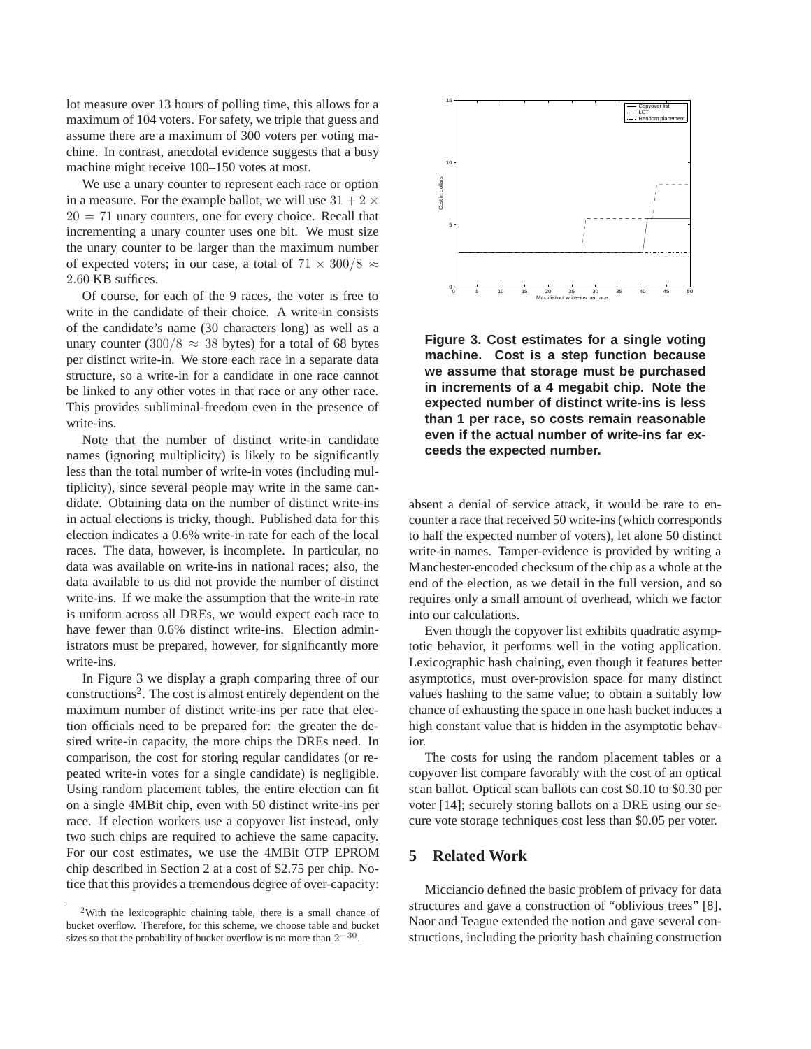lot measure over 13 hours of polling time, this allows for a maximum of 104 voters. For safety, we triple that guess and assume there are a maximum of 300 voters per voting machine. In contrast, anecdotal evidence suggests that a busy machine might receive 100–150 votes at most.

We use a unary counter to represent each race or option in a measure. For the example ballot, we will use $31 + 2 \times 20 = 71$ unary counters, one for every choice. Recall that incrementing a unary counter uses one bit. We must size the unary counter to be larger than the maximum number of expected voters; in our case, a total of $71 \times 300/8 \approx 2.60$ KB suffices.

Of course, for each of the 9 races, the voter is free to write in the candidate of their choice. A write-in consists of the candidate's name (30 characters long) as well as a unary counter ($300/8 \approx 38$ bytes) for a total of 68 bytes per distinct write-in. We store each race in a separate data structure, so a write-in for a candidate in one race cannot be linked to any other votes in that race or any other race. This provides subliminal-freedom even in the presence of write-ins.

Note that the number of distinct write-in candidate names (ignoring multiplicity) is likely to be significantly less than the total number of write-in votes (including multiplicity), since several people may write in the same candidate. Obtaining data on the number of distinct write-ins in actual elections is tricky, though. Published data for this election indicates a 0.6% write-in rate for each of the local races. The data, however, is incomplete. In particular, no data was available on write-ins in national races; also, the data available to us did not provide the number of distinct write-ins. If we make the assumption that the write-in rate is uniform across all DREs, we would expect each race to have fewer than 0.6% distinct write-ins. Election administrators must be prepared, however, for significantly more write-ins.

In Figure 3 we display a graph comparing three of our constructions[2]. The cost is almost entirely dependent on the maximum number of distinct write-ins per race that election officials need to be prepared for: the greater the desired write-in capacity, the more chips the DREs need. In comparison, the cost for storing regular candidates (or repeated write-in votes for a single candidate) is negligible. Using random placement tables, the entire election can fit on a single 4MBit chip, even with 50 distinct write-ins per race. If election workers use a copyover list instead, only two such chips are required to achieve the same capacity. For our cost estimates, we use the 4MBit OTP EPROM chip described in Section 2 at a cost of \$2.75 per chip. Notice that this provides a tremendous degree of over-capacity:

**Figure 3. Cost estimates for a single voting machine. Cost is a step function because we assume that storage must be purchased in increments of a 4 megabit chip. Note the expected number of distinct write-ins is less than 1 per race, so costs remain reasonable even if the actual number of write-ins far exceeds the expected number.**

absent a denial of service attack, it would be rare to encounter a race that received 50 write-ins (which corresponds to half the expected number of voters), let alone 50 distinct write-in names. Tamper-evidence is provided by writing a Manchester-encoded checksum of the chip as a whole at the end of the election, as we detail in the full version, and so requires only a small amount of overhead, which we factor into our calculations.

Even though the copyover list exhibits quadratic asymptotic behavior, it performs well in the voting application. Lexicographic hash chaining, even though it features better asymptotics, must over-provision space for many distinct values hashing to the same value; to obtain a suitably low chance of exhausting the space in one hash bucket induces a high constant value that is hidden in the asymptotic behavior.

The costs for using the random placement tables or a copyover list compare favorably with the cost of an optical scan ballot. Optical scan ballots can cost \$0.10 to \$0.30 per voter [14]; securely storing ballots on a DRE using our secure vote storage techniques cost less than \$0.05 per voter.

## 5 Related Work

Micciancio defined the basic problem of privacy for data structures and gave a construction of "oblivious trees" [8]. Naor and Teague extended the notion and gave several constructions, including the priority hash chaining construction

[2] With the lexicographic chaining table, there is a small chance of bucket overflow. Therefore, for this scheme, we choose table and bucket sizes so that the probability of bucket overflow is no more than $2^{-30}$.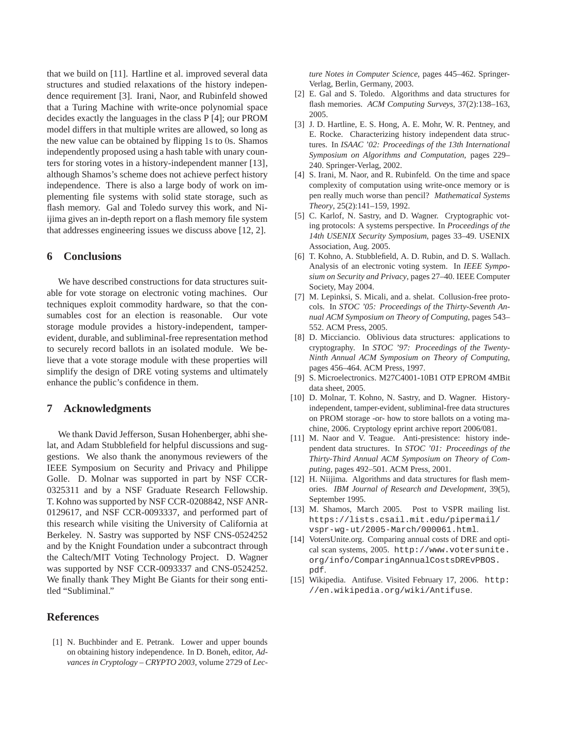that we build on [11]. Hartline et al. improved several data structures and studied relaxations of the history independence requirement [3]. Irani, Naor, and Rubinfeld showed that a Turing Machine with write-once polynomial space decides exactly the languages in the class P [4]; our PROM model differs in that multiple writes are allowed, so long as the new value can be obtained by flipping 1s to 0s. Shamos independently proposed using a hash table with unary counters for storing votes in a history-independent manner [13], although Shamos's scheme does not achieve perfect history independence. There is also a large body of work on implementing file systems with solid state storage, such as flash memory. Gal and Toledo survey this work, and Niijima gives an in-depth report on a flash memory file system that addresses engineering issues we discuss above [12, 2].

## 6 Conclusions

We have described constructions for data structures suitable for vote storage on electronic voting machines. Our techniques exploit commodity hardware, so that the consumables cost for an election is reasonable. Our vote storage module provides a history-independent, tamper-evident, durable, and subliminal-free representation method to securely record ballots in an isolated module. We believe that a vote storage module with these properties will simplify the design of DRE voting systems and ultimately enhance the public's confidence in them.

## 7 Acknowledgments

We thank David Jefferson, Susan Hohenberger, abhi shelat, and Adam Stubblefield for helpful discussions and suggestions. We also thank the anonymous reviewers of the IEEE Symposium on Security and Privacy and Philippe Golle. D. Molnar was supported in part by NSF CCR-0325311 and by a NSF Graduate Research Fellowship. T. Kohno was supported by NSF CCR-0208842, NSF ANR-0129617, and NSF CCR-0093337, and performed part of this research while visiting the University of California at Berkeley. N. Sastry was supported by NSF CNS-0524252 and by the Knight Foundation under a subcontract through the Caltech/MIT Voting Technology Project. D. Wagner was supported by NSF CCR-0093337 and CNS-0524252. We finally thank They Might Be Giants for their song entitled "Subliminal."

## References

[1] N. Buchbinder and E. Petrank. Lower and upper bounds on obtaining history independence. In D. Boneh, editor, *Advances in Cryptology – CRYPTO 2003*, volume 2729 of *Lecture Notes in Computer Science*, pages 445–462. Springer-Verlag, Berlin, Germany, 2003.

[2] E. Gal and S. Toledo. Algorithms and data structures for flash memories. *ACM Computing Surveys*, 37(2):138–163, 2005.

[3] J. D. Hartline, E. S. Hong, A. E. Mohr, W. R. Pentney, and E. Rocke. Characterizing history independent data structures. In *ISAAC '02: Proceedings of the 13th International Symposium on Algorithms and Computation*, pages 229–240. Springer-Verlag, 2002.

[4] S. Irani, M. Naor, and R. Rubinfeld. On the time and space complexity of computation using write-once memory or is pen really much worse than pencil? *Mathematical Systems Theory*, 25(2):141–159, 1992.

[5] C. Karlof, N. Sastry, and D. Wagner. Cryptographic voting protocols: A systems perspective. In *Proceedings of the 14th USENIX Security Symposium*, pages 33–49. USENIX Association, Aug. 2005.

[6] T. Kohno, A. Stubblefield, A. D. Rubin, and D. S. Wallach. Analysis of an electronic voting system. In *IEEE Symposium on Security and Privacy*, pages 27–40. IEEE Computer Society, May 2004.

[7] M. Lepinksi, S. Micali, and a. shelat. Collusion-free protocols. In *STOC '05: Proceedings of the Thirty-Seventh Annual ACM Symposium on Theory of Computing*, pages 543–552. ACM Press, 2005.

[8] D. Micciancio. Oblivious data structures: applications to cryptography. In *STOC '97: Proceedings of the Twenty-Ninth Annual ACM Symposium on Theory of Computing*, pages 456–464. ACM Press, 1997.

[9] S. Microelectronics. M27C4001-10B1 OTP EPROM 4MBit data sheet, 2005.

[10] D. Molnar, T. Kohno, N. Sastry, and D. Wagner. History-independent, tamper-evident, subliminal-free data structures on PROM storage -or- how to store ballots on a voting machine, 2006. Cryptology eprint archive report 2006/081.

[11] M. Naor and V. Teague. Anti-presistence: history independent data structures. In *STOC '01: Proceedings of the Thirty-Third Annual ACM Symposium on Theory of Computing*, pages 492–501. ACM Press, 2001.

[12] H. Niijima. Algorithms and data structures for flash memories. *IBM Journal of Research and Development*, 39(5), September 1995.

[13] M. Shamos, March 2005. Post to VSPR mailing list. `https://lists.csail.mit.edu/pipermail/vspr-wg-ut/2005-March/000061.html`.

[14] VotersUnite.org. Comparing annual costs of DRE and optical scan systems, 2005. `http://www.votersunite.org/info/ComparingAnnualCostsDREvPBOS.pdf`.

[15] Wikipedia. Antifuse. Visited February 17, 2006. `http://en.wikipedia.org/wiki/Antifuse`.